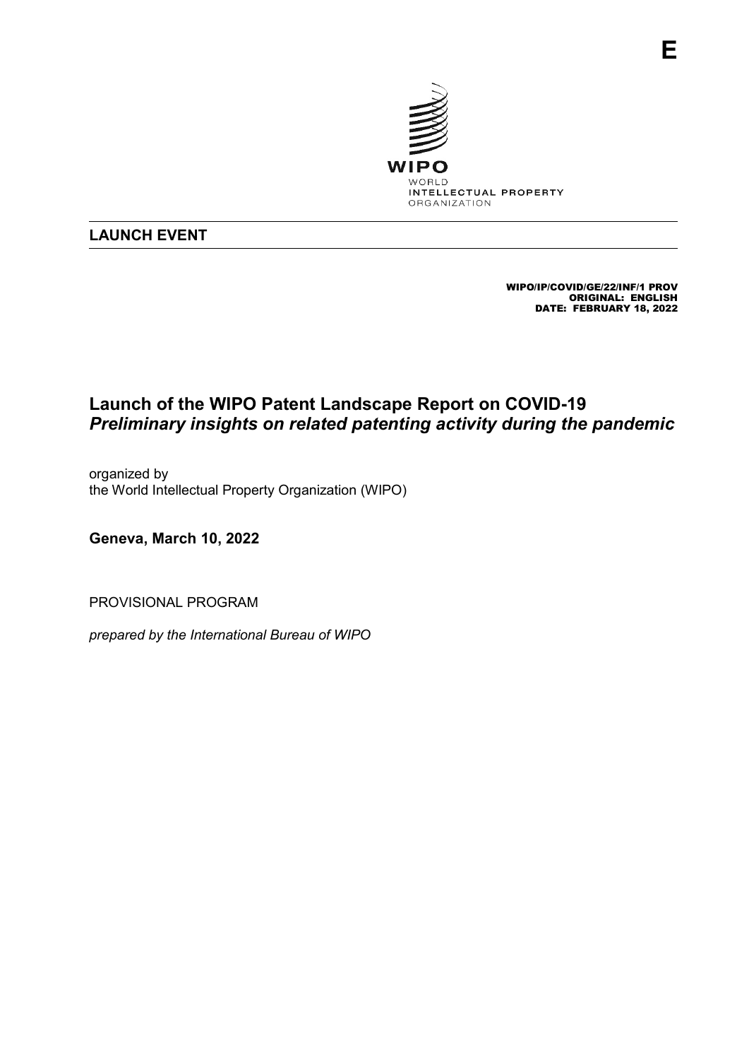E

WIPO
WORLD
INTELLECTUAL PROPERTY
ORGANIZATION

**LAUNCH EVENT**

WIPO/IP/COVID/GE/22/INF/1 PROV
ORIGINAL: ENGLISH
DATE: FEBRUARY 18, 2022

# Launch of the WIPO Patent Landscape Report on COVID-19
## *Preliminary insights on related patenting activity during the pandemic*

organized by
the World Intellectual Property Organization (WIPO)

**Geneva, March 10, 2022**

PROVISIONAL PROGRAM

*prepared by the International Bureau of WIPO*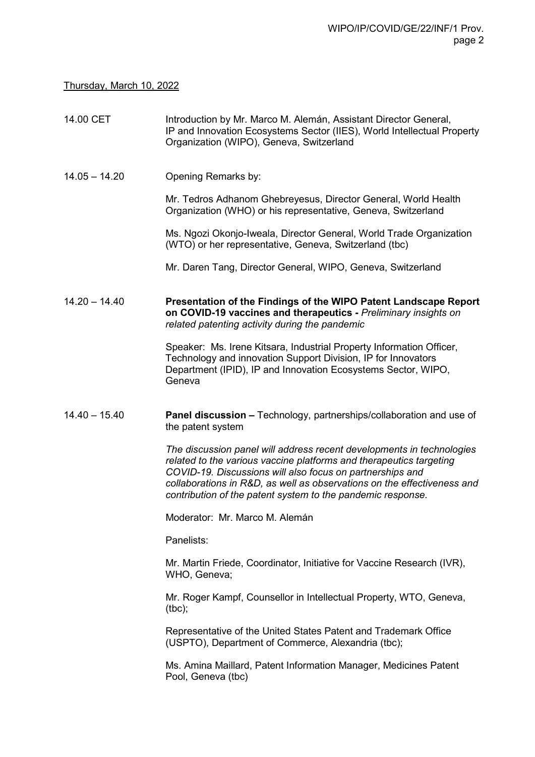Thursday, March 10, 2022

14.00 CET

Introduction by Mr. Marco M. Alemán, Assistant Director General, IP and Innovation Ecosystems Sector (IIES), World Intellectual Property Organization (WIPO), Geneva, Switzerland

14.05 – 14.20

Opening Remarks by:

Mr. Tedros Adhanom Ghebreyesus, Director General, World Health Organization (WHO) or his representative, Geneva, Switzerland

Ms. Ngozi Okonjo-Iweala, Director General, World Trade Organization (WTO) or her representative, Geneva, Switzerland (tbc)

Mr. Daren Tang, Director General, WIPO, Geneva, Switzerland

14.20 – 14.40

**Presentation of the Findings of the WIPO Patent Landscape Report on COVID-19 vaccines and therapeutics -** *Preliminary insights on related patenting activity during the pandemic*

Speaker: Ms. Irene Kitsara, Industrial Property Information Officer, Technology and innovation Support Division, IP for Innovators Department (IPID), IP and Innovation Ecosystems Sector, WIPO, Geneva

14.40 – 15.40

**Panel discussion –** Technology, partnerships/collaboration and use of the patent system

*The discussion panel will address recent developments in technologies related to the various vaccine platforms and therapeutics targeting COVID-19. Discussions will also focus on partnerships and collaborations in R&D, as well as observations on the effectiveness and contribution of the patent system to the pandemic response.*

Moderator: Mr. Marco M. Alemán

Panelists:

Mr. Martin Friede, Coordinator, Initiative for Vaccine Research (IVR), WHO, Geneva;

Mr. Roger Kampf, Counsellor in Intellectual Property, WTO, Geneva, (tbc);

Representative of the United States Patent and Trademark Office (USPTO), Department of Commerce, Alexandria (tbc);

Ms. Amina Maillard, Patent Information Manager, Medicines Patent Pool, Geneva (tbc)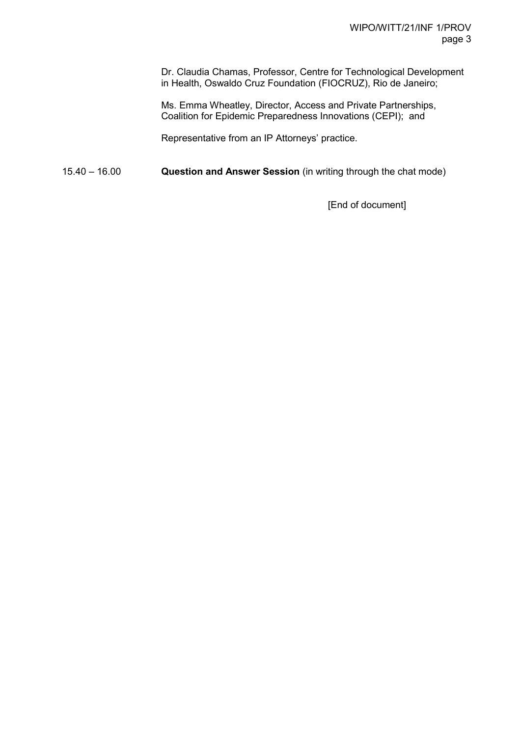Dr. Claudia Chamas, Professor, Centre for Technological Development in Health, Oswaldo Cruz Foundation (FIOCRUZ), Rio de Janeiro;

Ms. Emma Wheatley, Director, Access and Private Partnerships, Coalition for Epidemic Preparedness Innovations (CEPI); and

Representative from an IP Attorneys' practice.

15.40 – 16.00 **Question and Answer Session** (in writing through the chat mode)

[End of document]